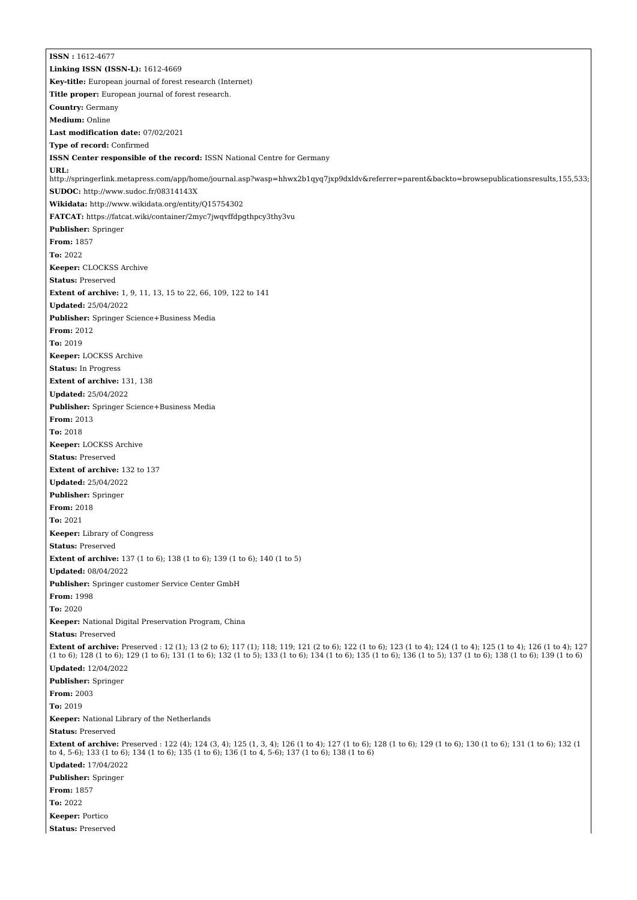**ISSN :** 1612-4677

**Linking ISSN (ISSN-L):** 1612-4669

**Key-title:** European journal of forest research (Internet)

**Title proper:** European journal of forest research.

**Country:** Germany

**Medium:** Online

**Last modification date:** 07/02/2021

**Type of record:** Confirmed

**ISSN Center responsible of the record:** ISSN National Centre for Germany

**URL:** http://springerlink.metapress.com/app/home/journal.asp?wasp=hhwx2b1qyq7jxp9dxldv&referrer=parent&backto=browsepublicationsresults,155,533;

**SUDOC:** http://www.sudoc.fr/08314143X

**Wikidata:** http://www.wikidata.org/entity/Q15754302

**FATCAT:** https://fatcat.wiki/container/2myc7jwqvffdpgthpcy3thy3vu

**Publisher:** Springer

**From:** 1857

**To:** 2022

**Keeper:** CLOCKSS Archive

**Status:** Preserved

**Extent of archive:** 1, 9, 11, 13, 15 to 22, 66, 109, 122 to 141

**Updated:** 25/04/2022

**Publisher:** Springer Science+Business Media

**From:** 2012

**To:** 2019

**Keeper:** LOCKSS Archive

**Status:** In Progress

**Extent of archive:** 131, 138

**Updated:** 25/04/2022

**Publisher:** Springer Science+Business Media

**From:** 2013

**To:** 2018

**Keeper:** LOCKSS Archive

**Status:** Preserved

**Extent of archive:** 132 to 137

**Updated:** 25/04/2022

**Publisher:** Springer

**From:** 2018

**To:** 2021

**Keeper:** Library of Congress

**Status:** Preserved

**Extent of archive:** 137 (1 to 6); 138 (1 to 6); 139 (1 to 6); 140 (1 to 5)

**Updated:** 08/04/2022

**Publisher:** Springer customer Service Center GmbH

**From:** 1998

**To:** 2020

**Keeper:** National Digital Preservation Program, China

**Status:** Preserved

**Extent of archive:** Preserved : 12 (1); 13 (2 to 6); 117 (1); 118; 119; 121 (2 to 6); 122 (1 to 6); 123 (1 to 4); 124 (1 to 4); 125 (1 to 4); 126 (1 to 4); 127 (1 to 6); 128 (1 to 6); 129 (1 to 6); 131 (1 to 6); 132 (1 to 5); 133 (1 to 6); 134 (1 to 6); 135 (1 to 6); 136 (1 to 5); 137 (1 to 6); 138 (1 to 6); 139 (1 to 6)

**Updated:** 12/04/2022

**Publisher:** Springer

**From:** 2003

**To:** 2019

**Keeper:** National Library of the Netherlands

**Status:** Preserved

**Extent of archive:** Preserved : 122 (4); 124 (3, 4); 125 (1, 3, 4); 126 (1 to 4); 127 (1 to 6); 128 (1 to 6); 129 (1 to 6); 130 (1 to 6); 131 (1 to 6); 132 (1 to 4, 5-6); 133 (1 to 6); 134 (1 to 6); 135 (1 to 6); 136 (1 to 4, 5-6); 137 (1 to 6); 138 (1 to 6)

**Updated:** 17/04/2022

**Publisher:** Springer

**From:** 1857

**To:** 2022

**Keeper:** Portico

**Status:** Preserved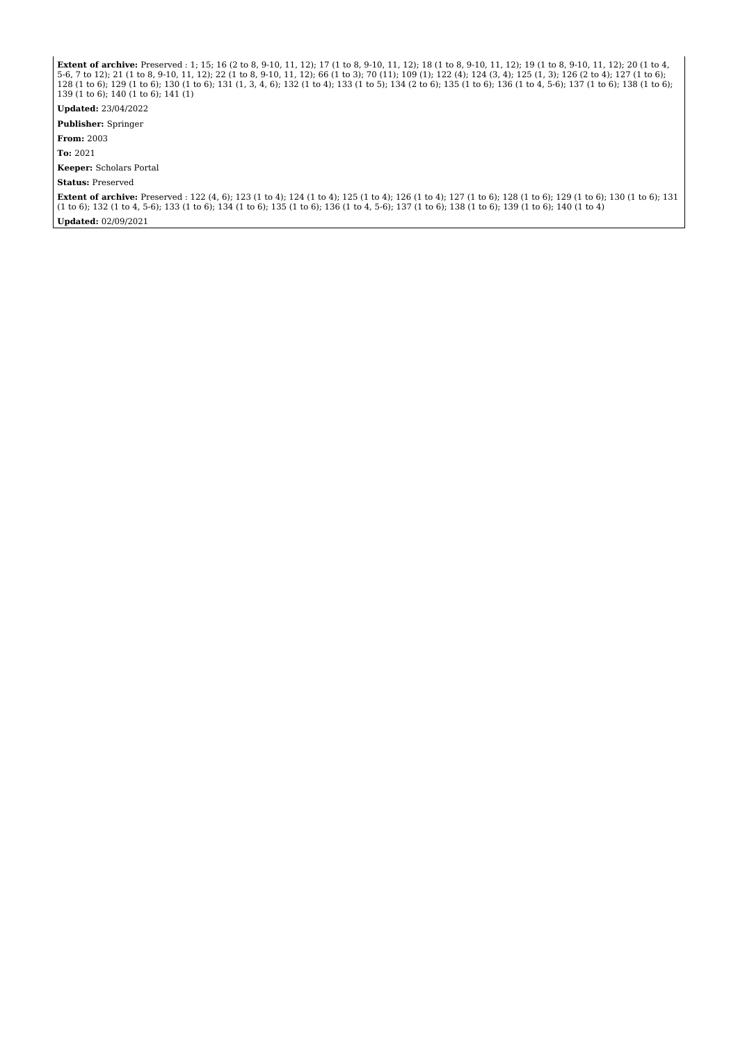**Extent of archive:** Preserved : 1; 15; 16 (2 to 8, 9-10, 11, 12); 17 (1 to 8, 9-10, 11, 12); 18 (1 to 8, 9-10, 11, 12); 19 (1 to 8, 9-10, 11, 12); 20 (1 to 4, 5-6, 7 to 12); 21 (1 to 8, 9-10, 11, 12); 22 (1 to 8, 9-10, 11, 12); 66 (1 to 3); 70 (11); 109 (1); 122 (4); 124 (3, 4); 125 (1, 3); 126 (2 to 4); 127 (1 to 6); 128 (1 to 6); 129 (1 to 6); 130 (1 to 6); 131 (1, 3, 4, 6); 132 (1 to 4); 133 (1 to 5); 134 (2 to 6); 135 (1 to 6); 136 (1 to 4, 5-6); 137 (1 to 6); 138 (1 to 6); 139 (1 to 6); 140 (1 to 6); 141 (1)

**Updated:** 23/04/2022

**Publisher:** Springer

**From:** 2003

**To:** 2021

**Keeper:** Scholars Portal

**Status:** Preserved

**Extent of archive:** Preserved : 122 (4, 6); 123 (1 to 4); 124 (1 to 4); 125 (1 to 4); 126 (1 to 4); 127 (1 to 6); 128 (1 to 6); 129 (1 to 6); 130 (1 to 6); 131 (1 to 6); 132 (1 to 4, 5-6); 133 (1 to 6); 134 (1 to 6); 135 (1 to 6); 136 (1 to 4, 5-6); 137 (1 to 6); 138 (1 to 6); 139 (1 to 6); 140 (1 to 4)

**Updated:** 02/09/2021